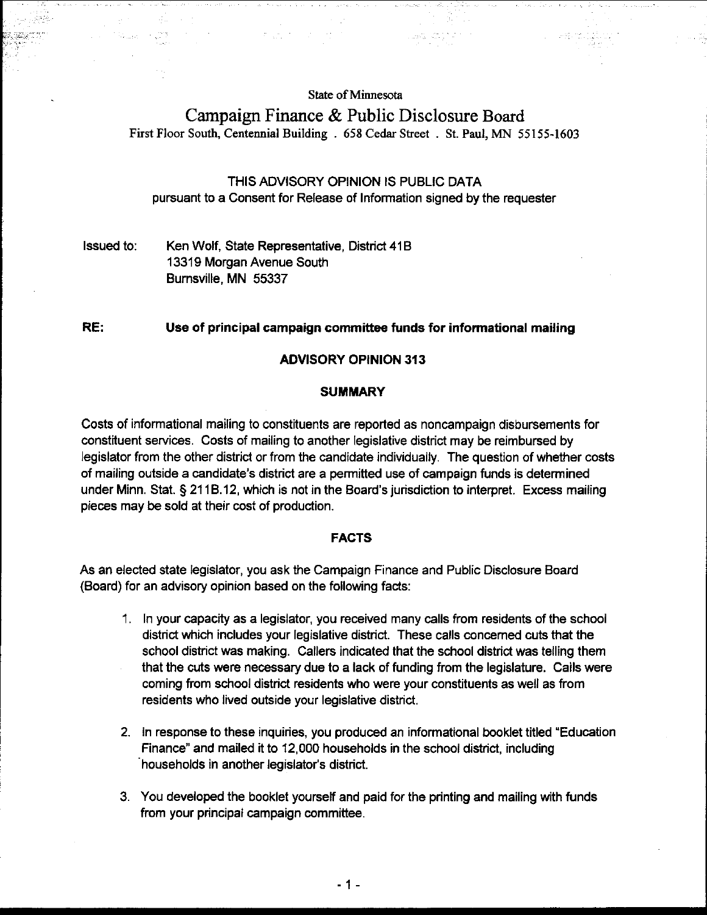State of Minnesota

# Campaign Finance & Public Disclosure Board

First Floor South, Centennial Building . 658 Cedar Street . St. Paul, MN 55155-1603

THIS ADVISORY OPINION IS PUBLIC DATA
pursuant to a Consent for Release of Information signed by the requester

Issued to: Ken Wolf, State Representative, District 41B
13319 Morgan Avenue South
Burnsville, MN 55337

**RE: Use of principal campaign committee funds for informational mailing**

## ADVISORY OPINION 313

### SUMMARY

Costs of informational mailing to constituents are reported as noncampaign disbursements for constituent services. Costs of mailing to another legislative district may be reimbursed by legislator from the other district or from the candidate individually. The question of whether costs of mailing outside a candidate's district are a permitted use of campaign funds is determined under Minn. Stat. § 211B.12, which is not in the Board's jurisdiction to interpret. Excess mailing pieces may be sold at their cost of production.

### FACTS

As an elected state legislator, you ask the Campaign Finance and Public Disclosure Board (Board) for an advisory opinion based on the following facts:

1. In your capacity as a legislator, you received many calls from residents of the school district which includes your legislative district. These calls concerned cuts that the school district was making. Callers indicated that the school district was telling them that the cuts were necessary due to a lack of funding from the legislature. Calls were coming from school district residents who were your constituents as well as from residents who lived outside your legislative district.

2. In response to these inquiries, you produced an informational booklet titled "Education Finance" and mailed it to 12,000 households in the school district, including households in another legislator's district.

3. You developed the booklet yourself and paid for the printing and mailing with funds from your principal campaign committee.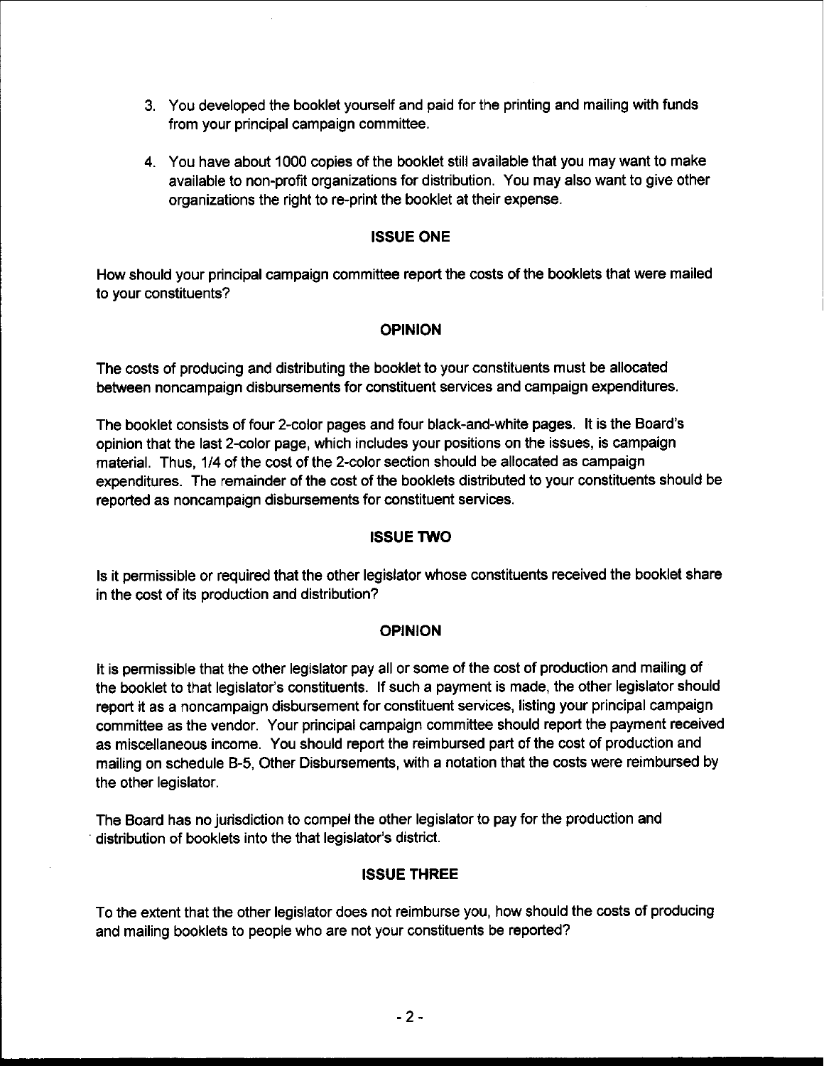3. You developed the booklet yourself and paid for the printing and mailing with funds from your principal campaign committee.

4. You have about 1000 copies of the booklet still available that you may want to make available to non-profit organizations for distribution. You may also want to give other organizations the right to re-print the booklet at their expense.

### ISSUE ONE

How should your principal campaign committee report the costs of the booklets that were mailed to your constituents?

### OPINION

The costs of producing and distributing the booklet to your constituents must be allocated between noncampaign disbursements for constituent services and campaign expenditures.

The booklet consists of four 2-color pages and four black-and-white pages. It is the Board's opinion that the last 2-color page, which includes your positions on the issues, is campaign material. Thus, 1/4 of the cost of the 2-color section should be allocated as campaign expenditures. The remainder of the cost of the booklets distributed to your constituents should be reported as noncampaign disbursements for constituent services.

### ISSUE TWO

Is it permissible or required that the other legislator whose constituents received the booklet share in the cost of its production and distribution?

### OPINION

It is permissible that the other legislator pay all or some of the cost of production and mailing of the booklet to that legislator's constituents. If such a payment is made, the other legislator should report it as a noncampaign disbursement for constituent services, listing your principal campaign committee as the vendor. Your principal campaign committee should report the payment received as miscellaneous income. You should report the reimbursed part of the cost of production and mailing on schedule B-5, Other Disbursements, with a notation that the costs were reimbursed by the other legislator.

The Board has no jurisdiction to compel the other legislator to pay for the production and distribution of booklets into the that legislator's district.

### ISSUE THREE

To the extent that the other legislator does not reimburse you, how should the costs of producing and mailing booklets to people who are not your constituents be reported?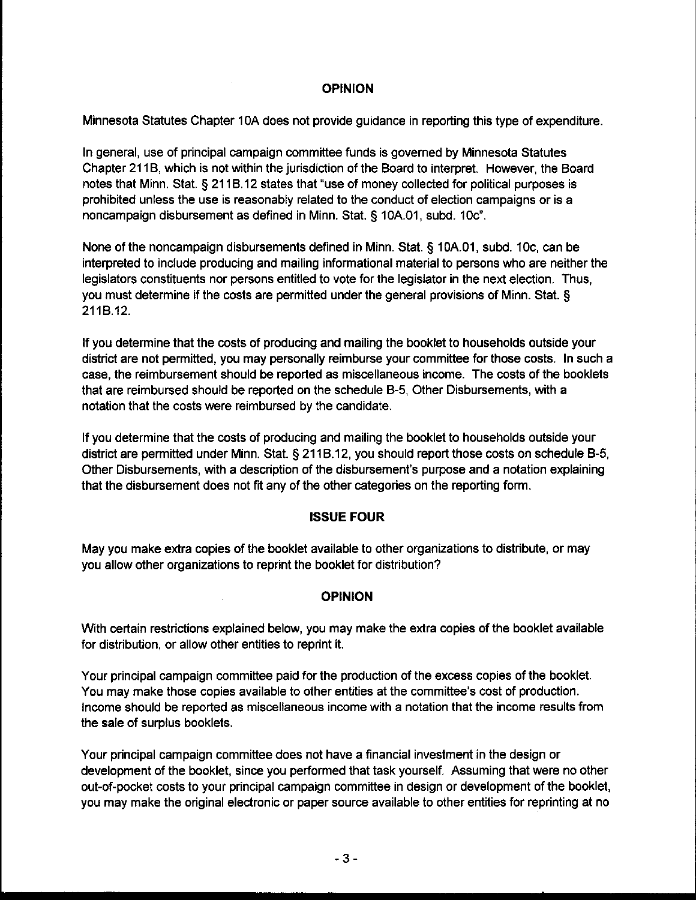## OPINION

Minnesota Statutes Chapter 10A does not provide guidance in reporting this type of expenditure.

In general, use of principal campaign committee funds is governed by Minnesota Statutes Chapter 211B, which is not within the jurisdiction of the Board to interpret. However, the Board notes that Minn. Stat. § 211B.12 states that "use of money collected for political purposes is prohibited unless the use is reasonably related to the conduct of election campaigns or is a noncampaign disbursement as defined in Minn. Stat. § 10A.01, subd. 10c".

None of the noncampaign disbursements defined in Minn. Stat. § 10A.01, subd. 10c, can be interpreted to include producing and mailing informational material to persons who are neither the legislators constituents nor persons entitled to vote for the legislator in the next election. Thus, you must determine if the costs are permitted under the general provisions of Minn. Stat. § 211B.12.

If you determine that the costs of producing and mailing the booklet to households outside your district are not permitted, you may personally reimburse your committee for those costs. In such a case, the reimbursement should be reported as miscellaneous income. The costs of the booklets that are reimbursed should be reported on the schedule B-5, Other Disbursements, with a notation that the costs were reimbursed by the candidate.

If you determine that the costs of producing and mailing the booklet to households outside your district are permitted under Minn. Stat. § 211B.12, you should report those costs on schedule B-5, Other Disbursements, with a description of the disbursement's purpose and a notation explaining that the disbursement does not fit any of the other categories on the reporting form.

## ISSUE FOUR

May you make extra copies of the booklet available to other organizations to distribute, or may you allow other organizations to reprint the booklet for distribution?

## OPINION

With certain restrictions explained below, you may make the extra copies of the booklet available for distribution, or allow other entities to reprint it.

Your principal campaign committee paid for the production of the excess copies of the booklet. You may make those copies available to other entities at the committee's cost of production. Income should be reported as miscellaneous income with a notation that the income results from the sale of surplus booklets.

Your principal campaign committee does not have a financial investment in the design or development of the booklet, since you performed that task yourself. Assuming that were no other out-of-pocket costs to your principal campaign committee in design or development of the booklet, you may make the original electronic or paper source available to other entities for reprinting at no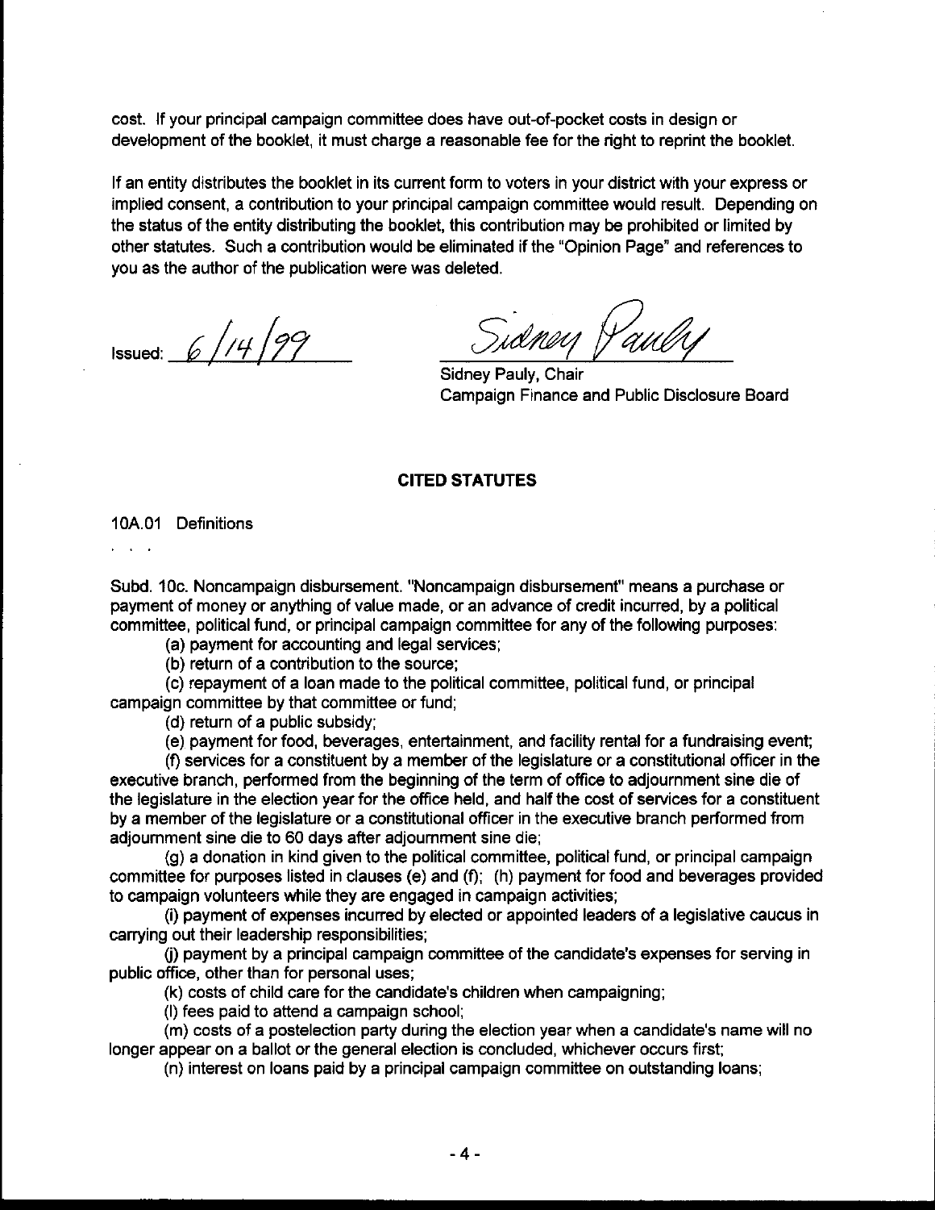cost. If your principal campaign committee does have out-of-pocket costs in design or development of the booklet, it must charge a reasonable fee for the right to reprint the booklet.

If an entity distributes the booklet in its current form to voters in your district with your express or implied consent, a contribution to your principal campaign committee would result. Depending on the status of the entity distributing the booklet, this contribution may be prohibited or limited by other statutes. Such a contribution would be eliminated if the "Opinion Page" and references to you as the author of the publication were was deleted.

Issued: 6/14/99

Sidney Pauly

Sidney Pauly, Chair
Campaign Finance and Public Disclosure Board

## CITED STATUTES

10A.01 Definitions

. . .

Subd. 10c. Noncampaign disbursement. "Noncampaign disbursement" means a purchase or payment of money or anything of value made, or an advance of credit incurred, by a political committee, political fund, or principal campaign committee for any of the following purposes:

(a) payment for accounting and legal services;

(b) return of a contribution to the source;

(c) repayment of a loan made to the political committee, political fund, or principal campaign committee by that committee or fund;

(d) return of a public subsidy;

(e) payment for food, beverages, entertainment, and facility rental for a fundraising event;

(f) services for a constituent by a member of the legislature or a constitutional officer in the executive branch, performed from the beginning of the term of office to adjournment sine die of the legislature in the election year for the office held, and half the cost of services for a constituent by a member of the legislature or a constitutional officer in the executive branch performed from adjournment sine die to 60 days after adjournment sine die;

(g) a donation in kind given to the political committee, political fund, or principal campaign committee for purposes listed in clauses (e) and (f); (h) payment for food and beverages provided to campaign volunteers while they are engaged in campaign activities;

(i) payment of expenses incurred by elected or appointed leaders of a legislative caucus in carrying out their leadership responsibilities;

(j) payment by a principal campaign committee of the candidate's expenses for serving in public office, other than for personal uses;

(k) costs of child care for the candidate's children when campaigning;

(l) fees paid to attend a campaign school;

(m) costs of a postelection party during the election year when a candidate's name will no longer appear on a ballot or the general election is concluded, whichever occurs first;

(n) interest on loans paid by a principal campaign committee on outstanding loans;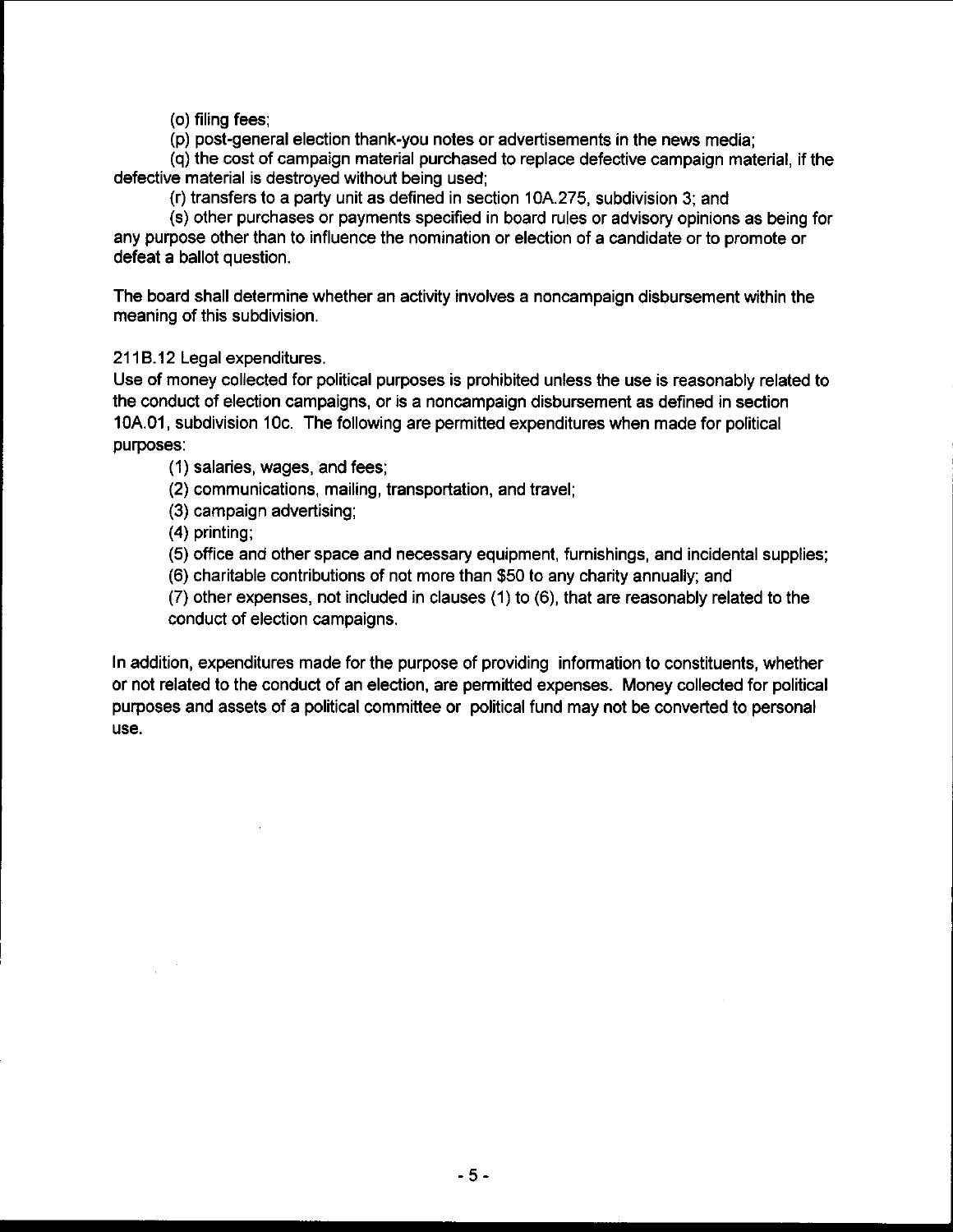(o) filing fees;

(p) post-general election thank-you notes or advertisements in the news media;

(q) the cost of campaign material purchased to replace defective campaign material, if the defective material is destroyed without being used;

(r) transfers to a party unit as defined in section 10A.275, subdivision 3; and

(s) other purchases or payments specified in board rules or advisory opinions as being for any purpose other than to influence the nomination or election of a candidate or to promote or defeat a ballot question.

The board shall determine whether an activity involves a noncampaign disbursement within the meaning of this subdivision.

211B.12 Legal expenditures.

Use of money collected for political purposes is prohibited unless the use is reasonably related to the conduct of election campaigns, or is a noncampaign disbursement as defined in section 10A.01, subdivision 10c. The following are permitted expenditures when made for political purposes:

(1) salaries, wages, and fees;

(2) communications, mailing, transportation, and travel;

(3) campaign advertising;

(4) printing;

(5) office and other space and necessary equipment, furnishings, and incidental supplies;

(6) charitable contributions of not more than $50 to any charity annually; and

(7) other expenses, not included in clauses (1) to (6), that are reasonably related to the conduct of election campaigns.

In addition, expenditures made for the purpose of providing information to constituents, whether or not related to the conduct of an election, are permitted expenses. Money collected for political purposes and assets of a political committee or political fund may not be converted to personal use.